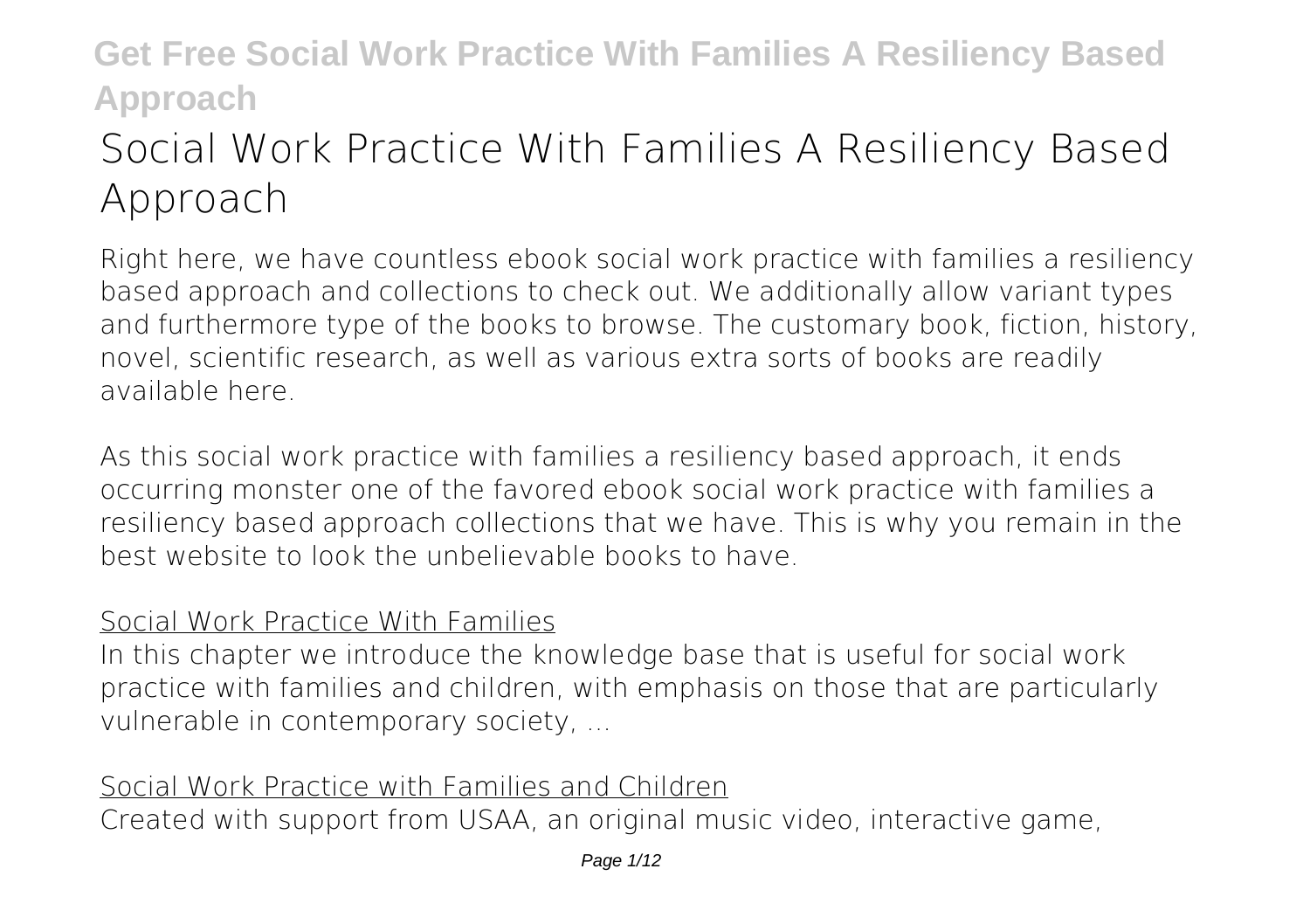# Social Work Practice With Families A Resiliency Based Approach

Right here, we have countless ebook social work practice with families a resiliency based approach and collections to check out. We additionally allow variant types and furthermore type of the books to browse. The customary book, fiction, history, novel, scientific research, as well as various extra sorts of books are readily available here.

As this social work practice with families a resiliency based approach, it ends occurring monster one of the favored ebook social work practice with families a resiliency based approach collections that we have. This is why you remain in the best website to look the unbelievable books to have.

## Social Work Practice With Families

In this chapter we introduce the knowledge base that is useful for social work practice with families and children, with emphasis on those that are particularly vulnerable in contemporary society, ...

## Social Work Practice with Families and Children

Created with support from USAA, an original music video, interactive game,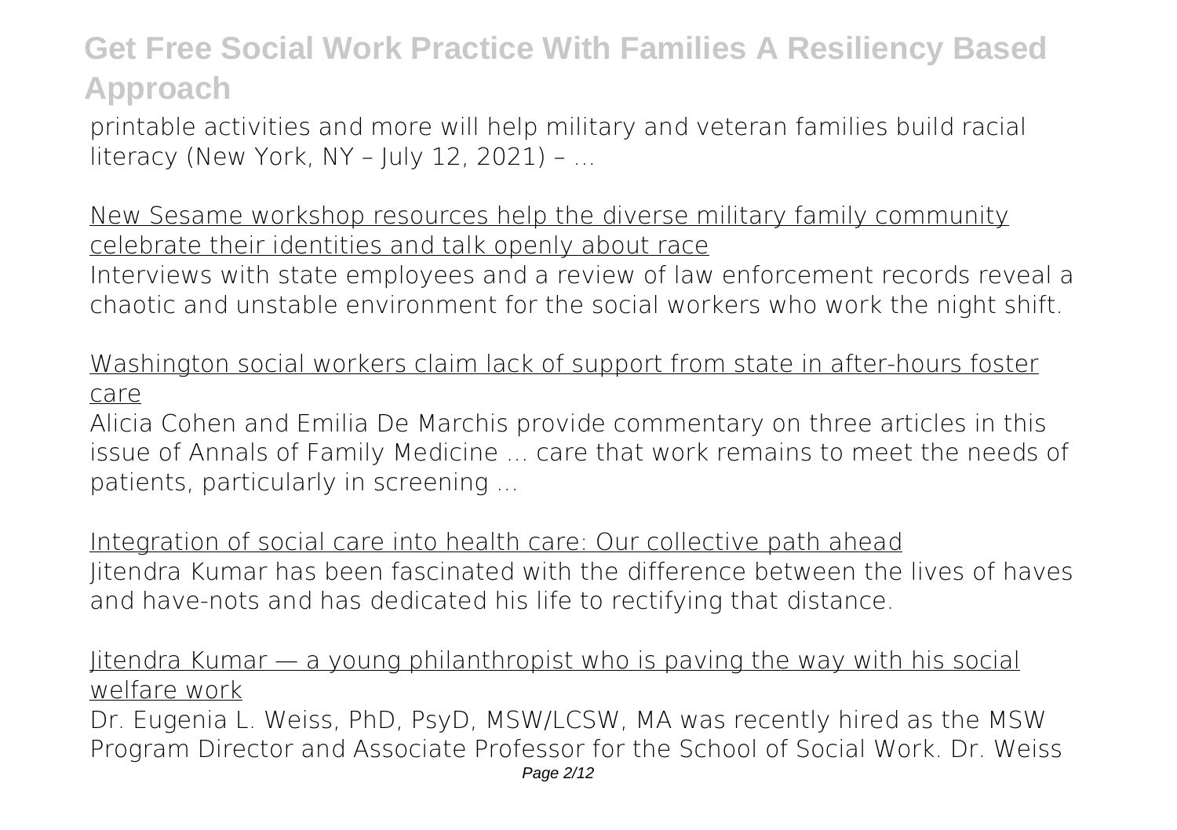printable activities and more will help military and veteran families build racial literacy (New York, NY – July 12, 2021) – ...

New Sesame workshop resources help the diverse military family community celebrate their identities and talk openly about race

Interviews with state employees and a review of law enforcement records reveal a chaotic and unstable environment for the social workers who work the night shift.

Washington social workers claim lack of support from state in after-hours foster care

Alicia Cohen and Emilia De Marchis provide commentary on three articles in this issue of Annals of Family Medicine ... care that work remains to meet the needs of patients, particularly in screening ...

Integration of social care into health care: Our collective path ahead

Jitendra Kumar has been fascinated with the difference between the lives of haves and have-nots and has dedicated his life to rectifying that distance.

Jitendra Kumar — a young philanthropist who is paving the way with his social welfare work

Dr. Eugenia L. Weiss, PhD, PsyD, MSW/LCSW, MA was recently hired as the MSW Program Director and Associate Professor for the School of Social Work. Dr. Weiss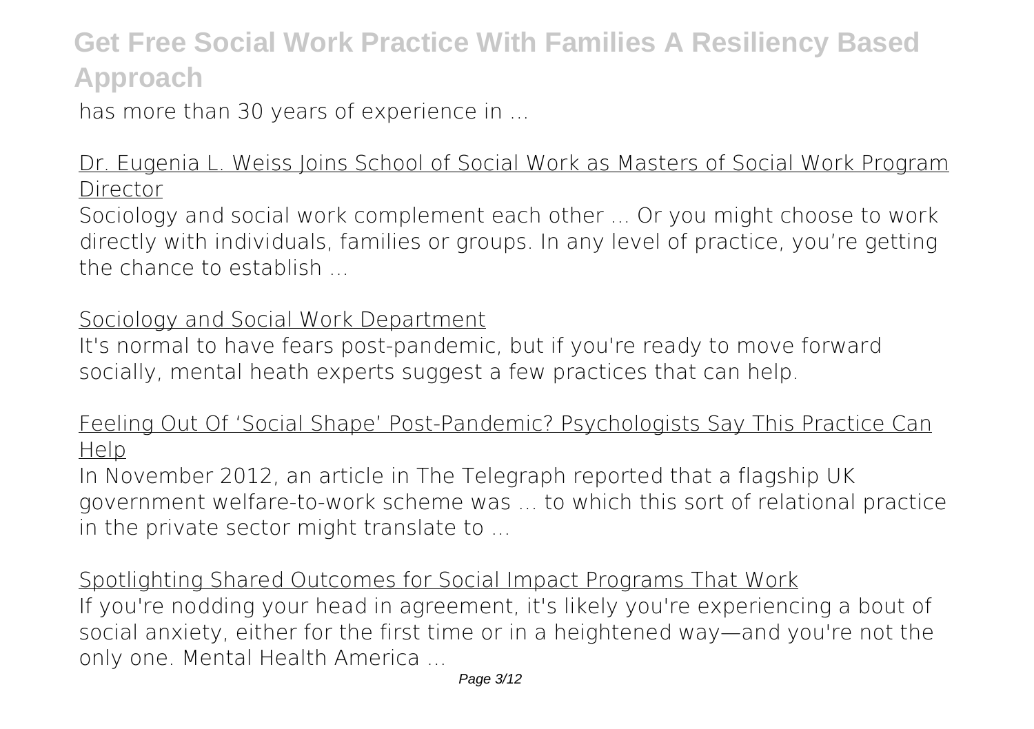has more than 30 years of experience in ...

## Dr. Eugenia L. Weiss Joins School of Social Work as Masters of Social Work Program Director

Sociology and social work complement each other ... Or you might choose to work directly with individuals, families or groups. In any level of practice, you're getting the chance to establish ...

## Sociology and Social Work Department

It's normal to have fears post-pandemic, but if you're ready to move forward socially, mental heath experts suggest a few practices that can help.

## Feeling Out Of 'Social Shape' Post-Pandemic? Psychologists Say This Practice Can Help

In November 2012, an article in The Telegraph reported that a flagship UK government welfare-to-work scheme was ... to which this sort of relational practice in the private sector might translate to ...

## Spotlighting Shared Outcomes for Social Impact Programs That Work

If you're nodding your head in agreement, it's likely you're experiencing a bout of social anxiety, either for the first time or in a heightened way—and you're not the only one. Mental Health America ...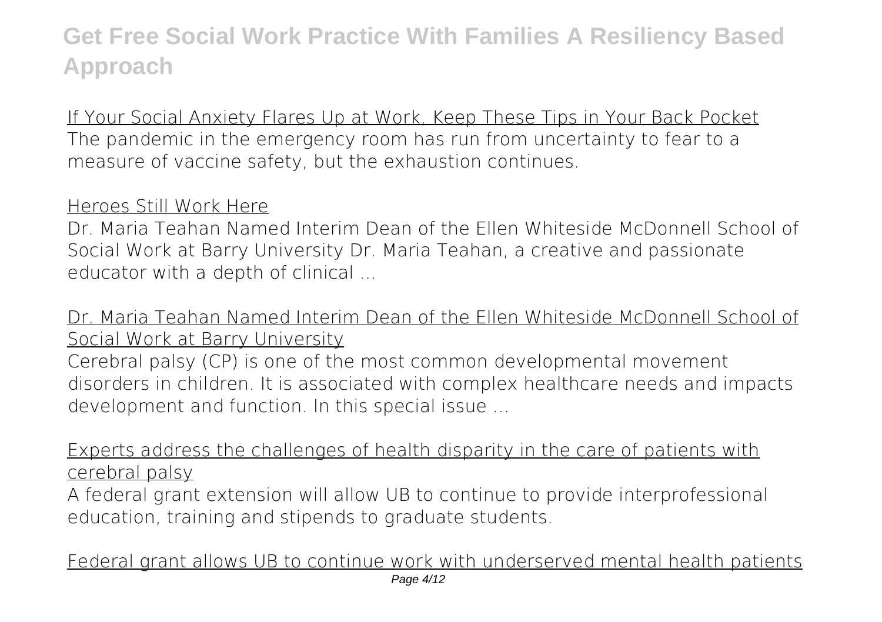If Your Social Anxiety Flares Up at Work, Keep These Tips in Your Back Pocket

The pandemic in the emergency room has run from uncertainty to fear to a measure of vaccine safety, but the exhaustion continues.

Heroes Still Work Here

Dr. Maria Teahan Named Interim Dean of the Ellen Whiteside McDonnell School of Social Work at Barry University Dr. Maria Teahan, a creative and passionate educator with a depth of clinical ...

Dr. Maria Teahan Named Interim Dean of the Ellen Whiteside McDonnell School of Social Work at Barry University

Cerebral palsy (CP) is one of the most common developmental movement disorders in children. It is associated with complex healthcare needs and impacts development and function. In this special issue ...

Experts address the challenges of health disparity in the care of patients with cerebral palsy

A federal grant extension will allow UB to continue to provide interprofessional education, training and stipends to graduate students.

Federal grant allows UB to continue work with underserved mental health patients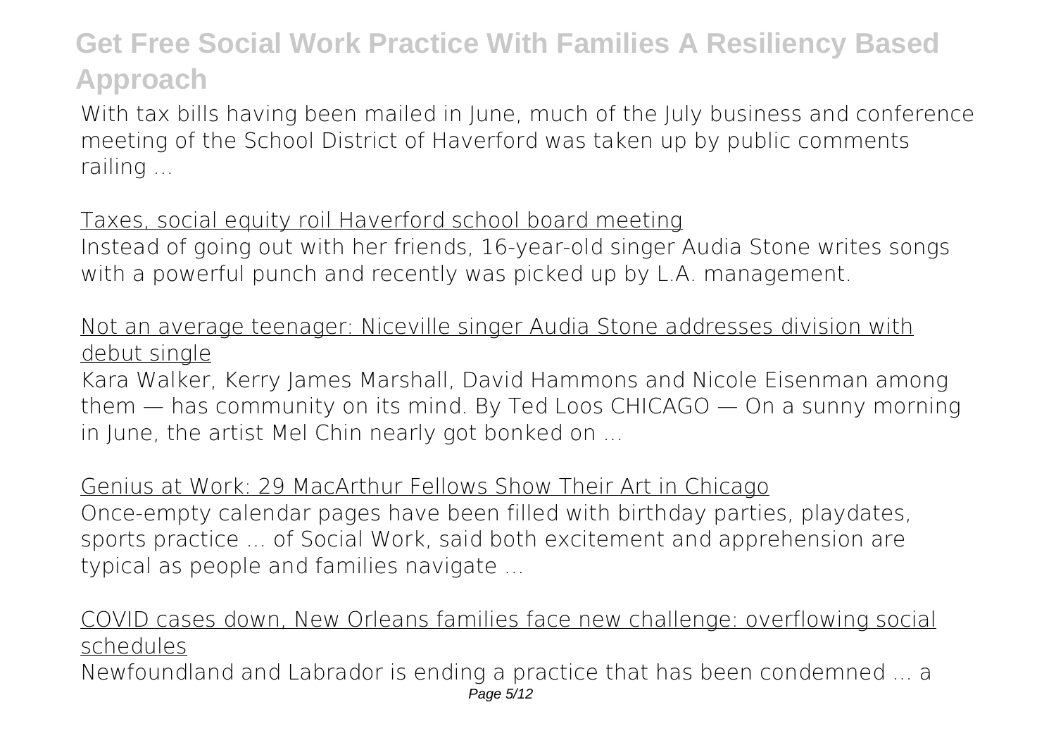With tax bills having been mailed in June, much of the July business and conference meeting of the School District of Haverford was taken up by public comments railing ...

Taxes, social equity roil Haverford school board meeting

Instead of going out with her friends, 16-year-old singer Audia Stone writes songs with a powerful punch and recently was picked up by L.A. management.

Not an average teenager: Niceville singer Audia Stone addresses division with debut single

Kara Walker, Kerry James Marshall, David Hammons and Nicole Eisenman among them — has community on its mind. By Ted Loos CHICAGO — On a sunny morning in June, the artist Mel Chin nearly got bonked on ...

Genius at Work: 29 MacArthur Fellows Show Their Art in Chicago

Once-empty calendar pages have been filled with birthday parties, playdates, sports practice ... of Social Work, said both excitement and apprehension are typical as people and families navigate ...

COVID cases down, New Orleans families face new challenge: overflowing social schedules

Newfoundland and Labrador is ending a practice that has been condemned ... a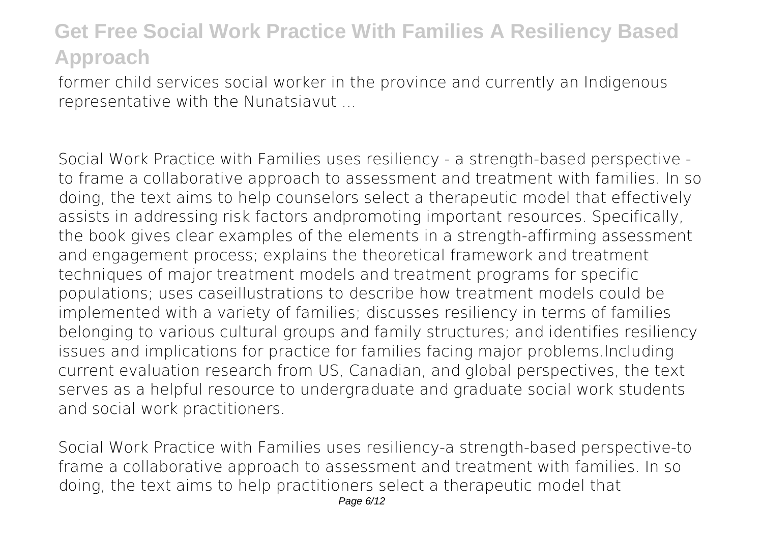former child services social worker in the province and currently an Indigenous representative with the Nunatsiavut ...

Social Work Practice with Families uses resiliency - a strength-based perspective - to frame a collaborative approach to assessment and treatment with families. In so doing, the text aims to help counselors select a therapeutic model that effectively assists in addressing risk factors andpromoting important resources. Specifically, the book gives clear examples of the elements in a strength-affirming assessment and engagement process; explains the theoretical framework and treatment techniques of major treatment models and treatment programs for specific populations; uses caseillustrations to describe how treatment models could be implemented with a variety of families; discusses resiliency in terms of families belonging to various cultural groups and family structures; and identifies resiliency issues and implications for practice for families facing major problems.Including current evaluation research from US, Canadian, and global perspectives, the text serves as a helpful resource to undergraduate and graduate social work students and social work practitioners.

Social Work Practice with Families uses resiliency-a strength-based perspective-to frame a collaborative approach to assessment and treatment with families. In so doing, the text aims to help practitioners select a therapeutic model that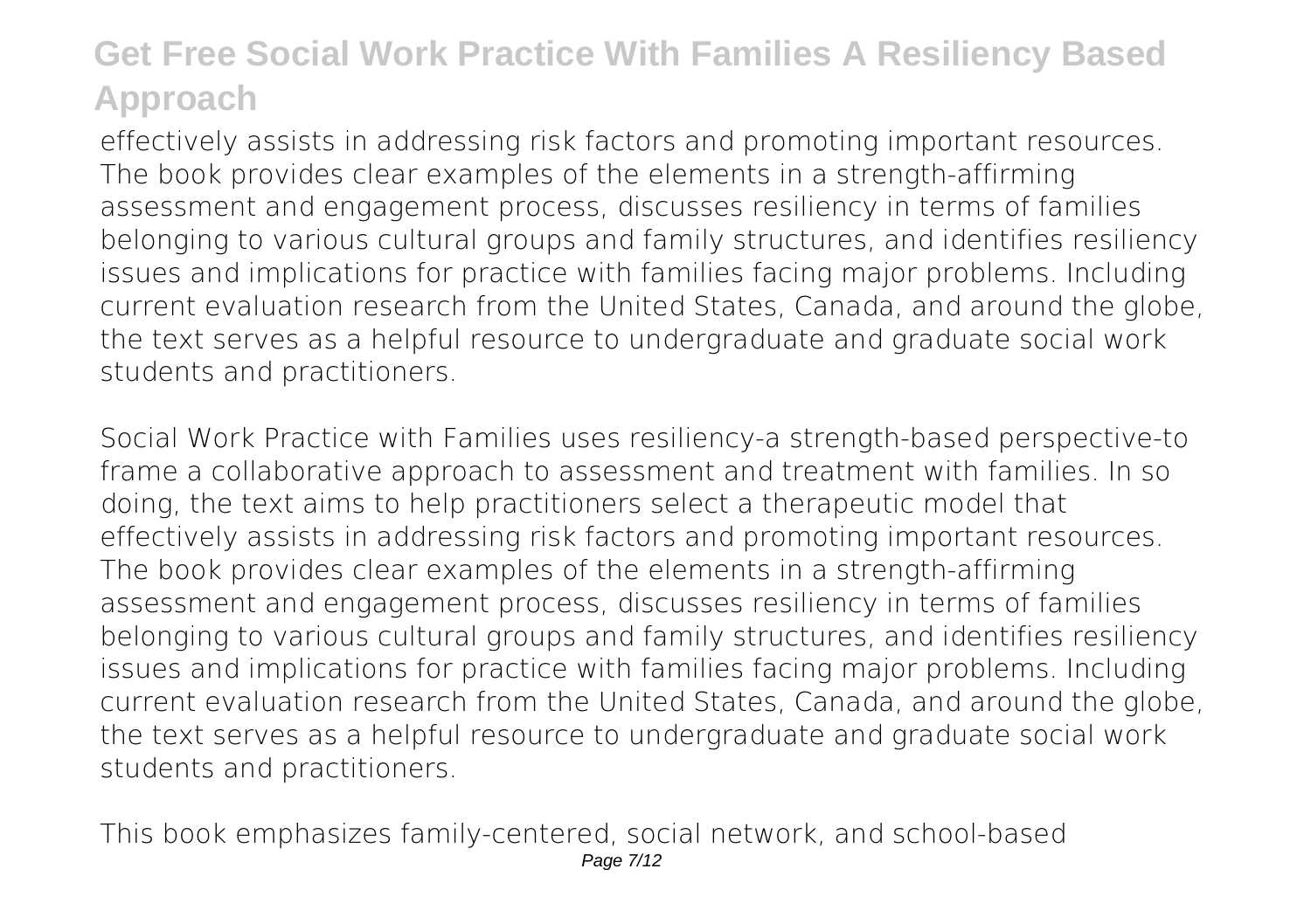effectively assists in addressing risk factors and promoting important resources. The book provides clear examples of the elements in a strength-affirming assessment and engagement process, discusses resiliency in terms of families belonging to various cultural groups and family structures, and identifies resiliency issues and implications for practice with families facing major problems. Including current evaluation research from the United States, Canada, and around the globe, the text serves as a helpful resource to undergraduate and graduate social work students and practitioners.

Social Work Practice with Families uses resiliency-a strength-based perspective-to frame a collaborative approach to assessment and treatment with families. In so doing, the text aims to help practitioners select a therapeutic model that effectively assists in addressing risk factors and promoting important resources. The book provides clear examples of the elements in a strength-affirming assessment and engagement process, discusses resiliency in terms of families belonging to various cultural groups and family structures, and identifies resiliency issues and implications for practice with families facing major problems. Including current evaluation research from the United States, Canada, and around the globe, the text serves as a helpful resource to undergraduate and graduate social work students and practitioners.

This book emphasizes family-centered, social network, and school-based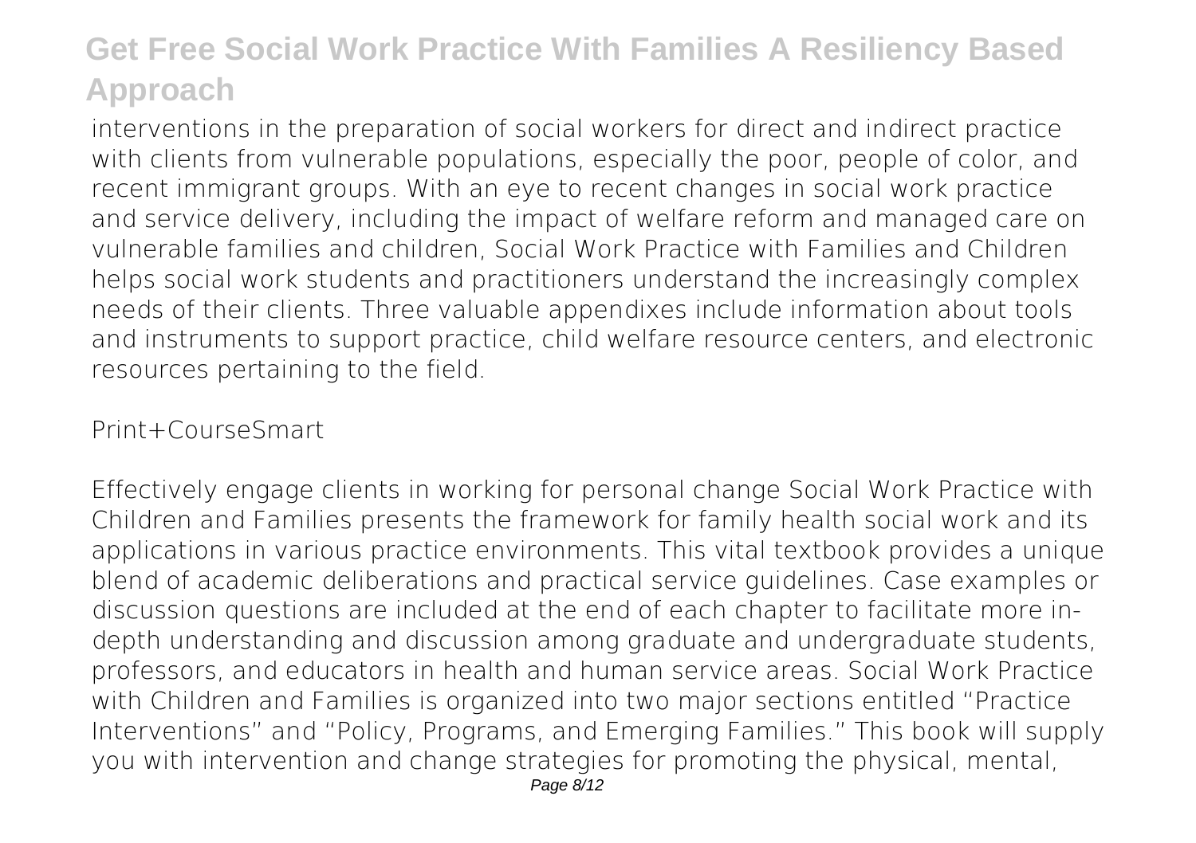interventions in the preparation of social workers for direct and indirect practice with clients from vulnerable populations, especially the poor, people of color, and recent immigrant groups. With an eye to recent changes in social work practice and service delivery, including the impact of welfare reform and managed care on vulnerable families and children, Social Work Practice with Families and Children helps social work students and practitioners understand the increasingly complex needs of their clients. Three valuable appendixes include information about tools and instruments to support practice, child welfare resource centers, and electronic resources pertaining to the field.

Print+CourseSmart

Effectively engage clients in working for personal change Social Work Practice with Children and Families presents the framework for family health social work and its applications in various practice environments. This vital textbook provides a unique blend of academic deliberations and practical service guidelines. Case examples or discussion questions are included at the end of each chapter to facilitate more in-depth understanding and discussion among graduate and undergraduate students, professors, and educators in health and human service areas. Social Work Practice with Children and Families is organized into two major sections entitled "Practice Interventions" and "Policy, Programs, and Emerging Families." This book will supply you with intervention and change strategies for promoting the physical, mental,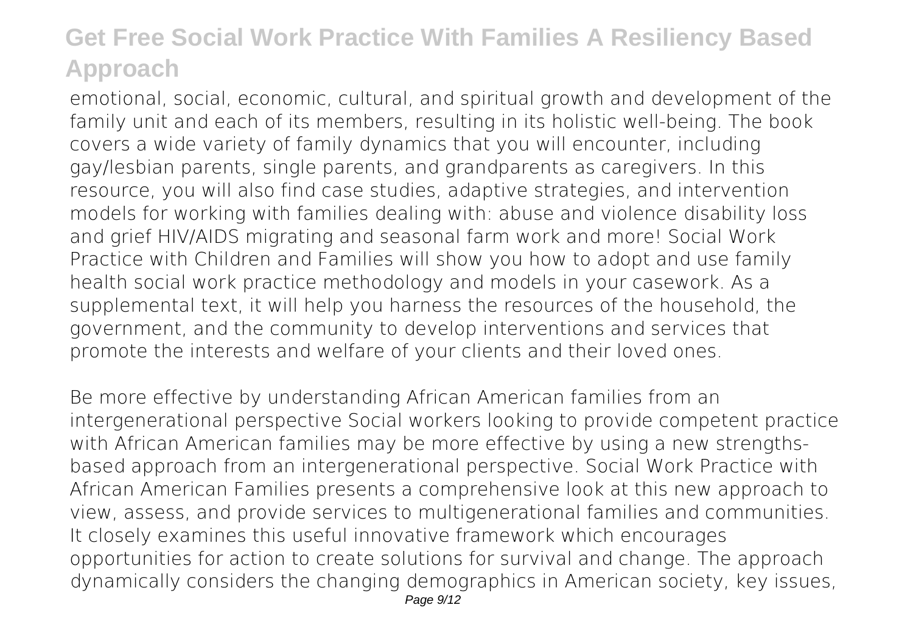emotional, social, economic, cultural, and spiritual growth and development of the family unit and each of its members, resulting in its holistic well-being. The book covers a wide variety of family dynamics that you will encounter, including gay/lesbian parents, single parents, and grandparents as caregivers. In this resource, you will also find case studies, adaptive strategies, and intervention models for working with families dealing with: abuse and violence disability loss and grief HIV/AIDS migrating and seasonal farm work and more! Social Work Practice with Children and Families will show you how to adopt and use family health social work practice methodology and models in your casework. As a supplemental text, it will help you harness the resources of the household, the government, and the community to develop interventions and services that promote the interests and welfare of your clients and their loved ones.

Be more effective by understanding African American families from an intergenerational perspective Social workers looking to provide competent practice with African American families may be more effective by using a new strengths-based approach from an intergenerational perspective. Social Work Practice with African American Families presents a comprehensive look at this new approach to view, assess, and provide services to multigenerational families and communities. It closely examines this useful innovative framework which encourages opportunities for action to create solutions for survival and change. The approach dynamically considers the changing demographics in American society, key issues,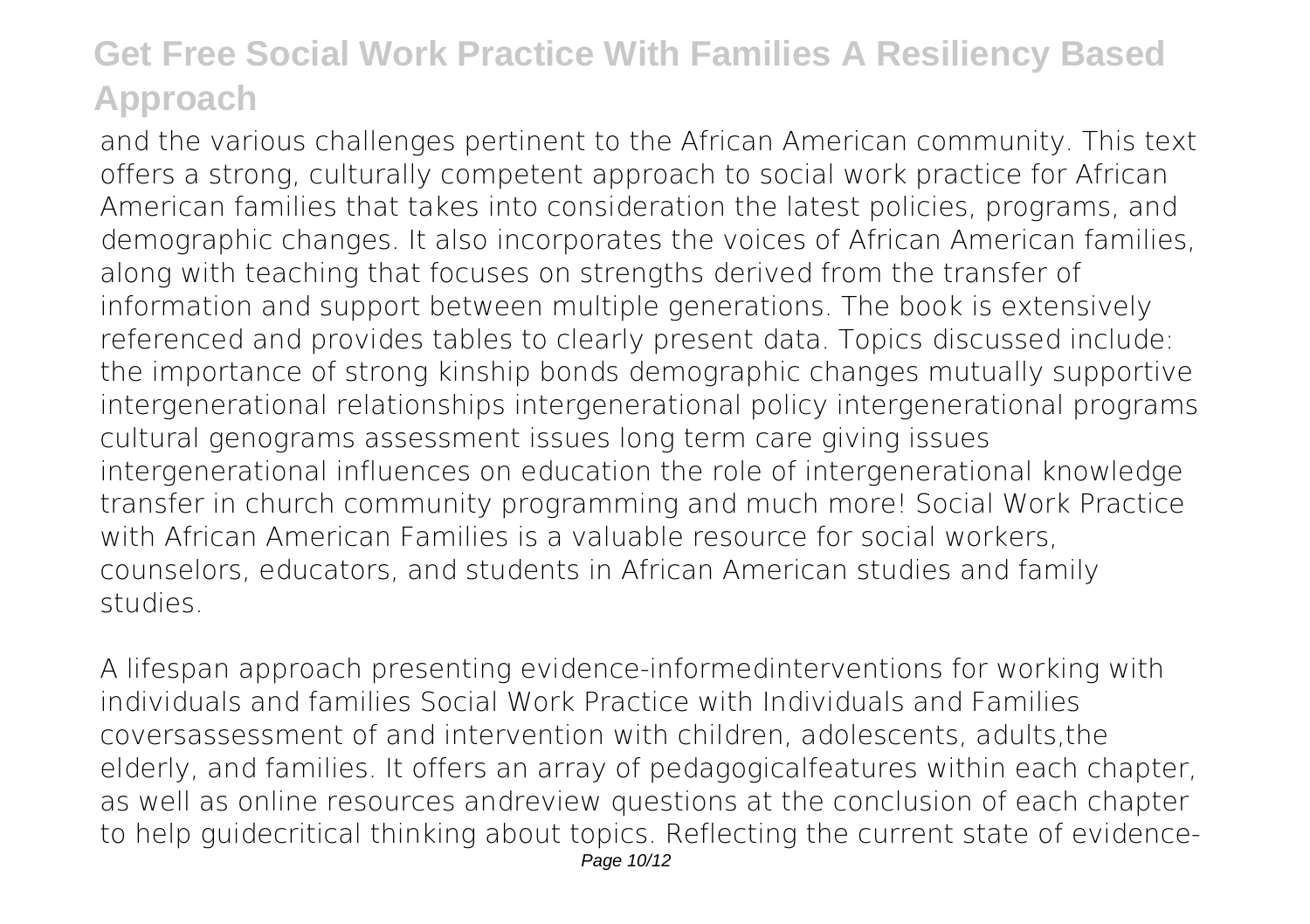and the various challenges pertinent to the African American community. This text offers a strong, culturally competent approach to social work practice for African American families that takes into consideration the latest policies, programs, and demographic changes. It also incorporates the voices of African American families, along with teaching that focuses on strengths derived from the transfer of information and support between multiple generations. The book is extensively referenced and provides tables to clearly present data. Topics discussed include: the importance of strong kinship bonds demographic changes mutually supportive intergenerational relationships intergenerational policy intergenerational programs cultural genograms assessment issues long term care giving issues intergenerational influences on education the role of intergenerational knowledge transfer in church community programming and much more! Social Work Practice with African American Families is a valuable resource for social workers, counselors, educators, and students in African American studies and family studies.

A lifespan approach presenting evidence-informedinterventions for working with individuals and families Social Work Practice with Individuals and Families coversassessment of and intervention with children, adolescents, adults,the elderly, and families. It offers an array of pedagogicalfeatures within each chapter, as well as online resources andreview questions at the conclusion of each chapter to help guidecritical thinking about topics. Reflecting the current state of evidence-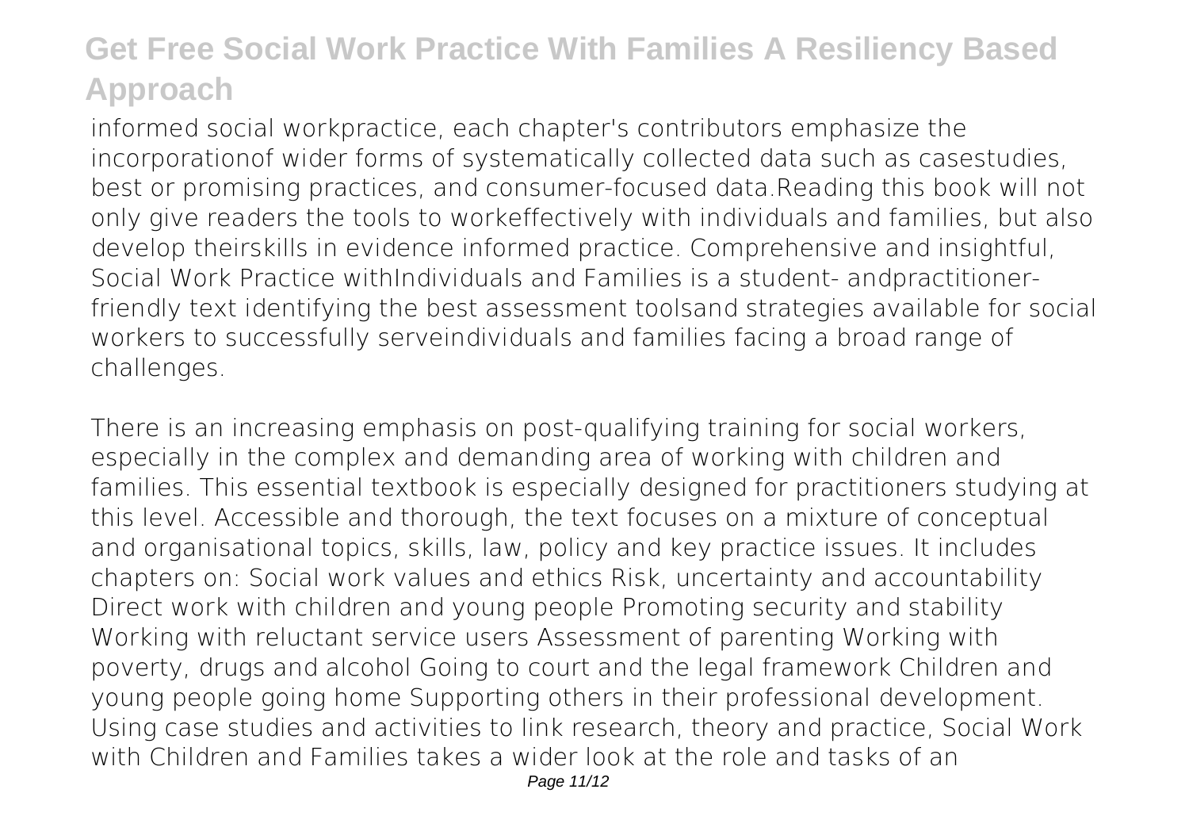informed social workpractice, each chapter's contributors emphasize the incorporationof wider forms of systematically collected data such as casestudies, best or promising practices, and consumer-focused data.Reading this book will not only give readers the tools to workeffectively with individuals and families, but also develop theirskills in evidence informed practice. Comprehensive and insightful, Social Work Practice withIndividuals and Families is a student- andpractitioner-friendly text identifying the best assessment toolsand strategies available for social workers to successfully serveindividuals and families facing a broad range of challenges.

There is an increasing emphasis on post-qualifying training for social workers, especially in the complex and demanding area of working with children and families. This essential textbook is especially designed for practitioners studying at this level. Accessible and thorough, the text focuses on a mixture of conceptual and organisational topics, skills, law, policy and key practice issues. It includes chapters on: Social work values and ethics Risk, uncertainty and accountability Direct work with children and young people Promoting security and stability Working with reluctant service users Assessment of parenting Working with poverty, drugs and alcohol Going to court and the legal framework Children and young people going home Supporting others in their professional development. Using case studies and activities to link research, theory and practice, Social Work with Children and Families takes a wider look at the role and tasks of an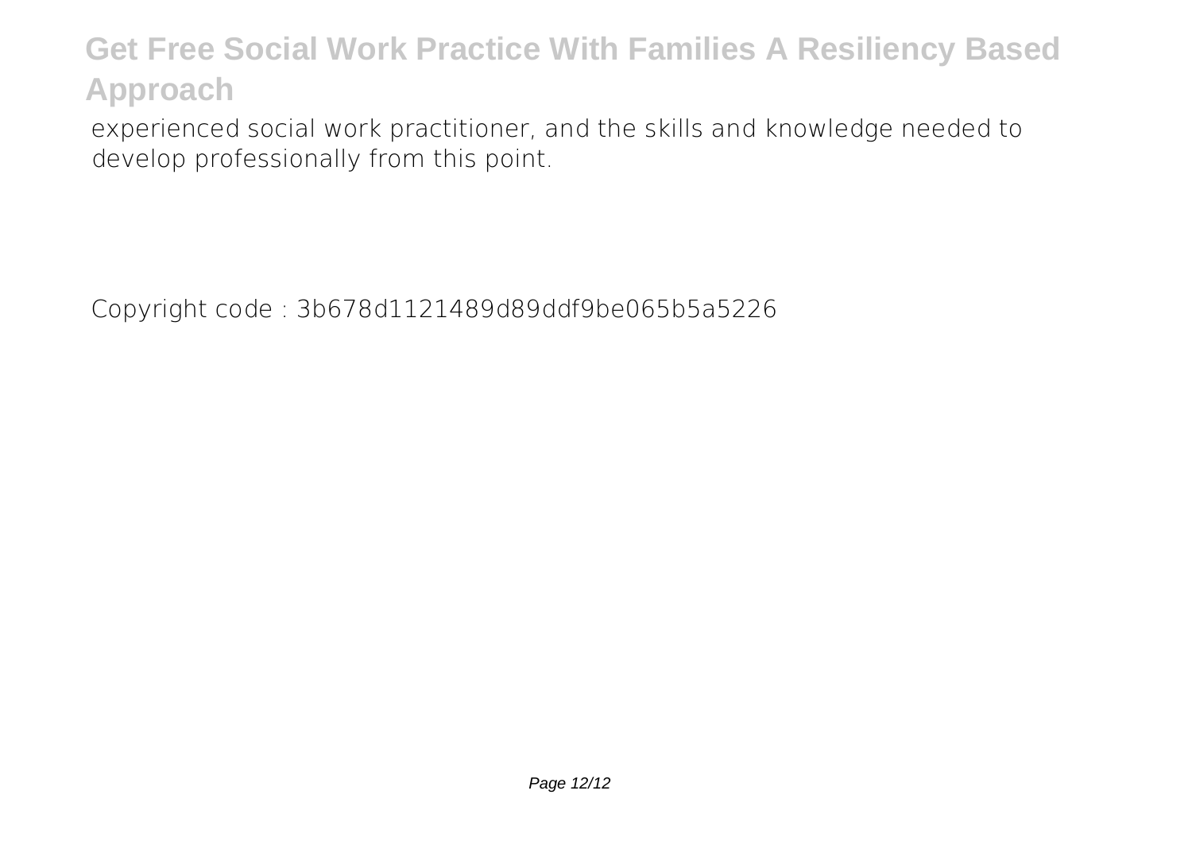experienced social work practitioner, and the skills and knowledge needed to develop professionally from this point.

Copyright code : 3b678d1121489d89ddf9be065b5a5226